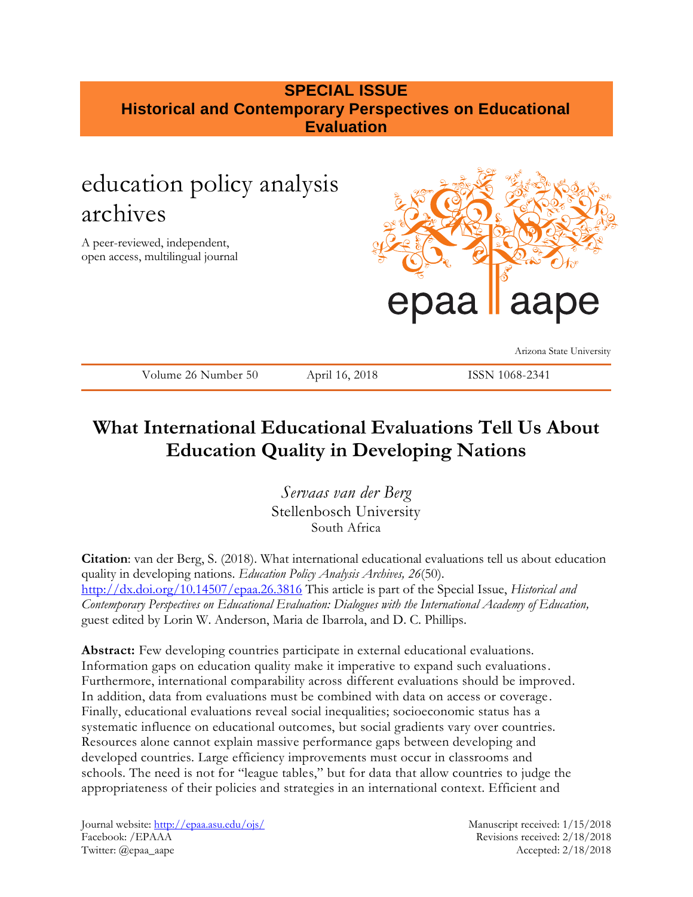**SPECIAL ISSUE**
**Historical and Contemporary Perspectives on Educational Evaluation**

education policy analysis archives

A peer-reviewed, independent, open access, multilingual journal

epaa aape

Arizona State University

Volume 26 Number 50 April 16, 2018 ISSN 1068-2341

# What International Educational Evaluations Tell Us About Education Quality in Developing Nations

*Servaas van der Berg*
Stellenbosch University
South Africa

**Citation**: van der Berg, S. (2018). What international educational evaluations tell us about education quality in developing nations. *Education Policy Analysis Archives, 26*(50). http://dx.doi.org/10.14507/epaa.26.3816 This article is part of the Special Issue, *Historical and Contemporary Perspectives on Educational Evaluation: Dialogues with the International Academy of Education,* guest edited by Lorin W. Anderson, Maria de Ibarrola, and D. C. Phillips.

**Abstract:** Few developing countries participate in external educational evaluations. Information gaps on education quality make it imperative to expand such evaluations. Furthermore, international comparability across different evaluations should be improved. In addition, data from evaluations must be combined with data on access or coverage. Finally, educational evaluations reveal social inequalities; socioeconomic status has a systematic influence on educational outcomes, but social gradients vary over countries. Resources alone cannot explain massive performance gaps between developing and developed countries. Large efficiency improvements must occur in classrooms and schools. The need is not for "league tables," but for data that allow countries to judge the appropriateness of their policies and strategies in an international context. Efficient and

Journal website: http://epaa.asu.edu/ojs/
Facebook: /EPAAA
Twitter: @epaa_aape

Manuscript received: 1/15/2018
Revisions received: 2/18/2018
Accepted: 2/18/2018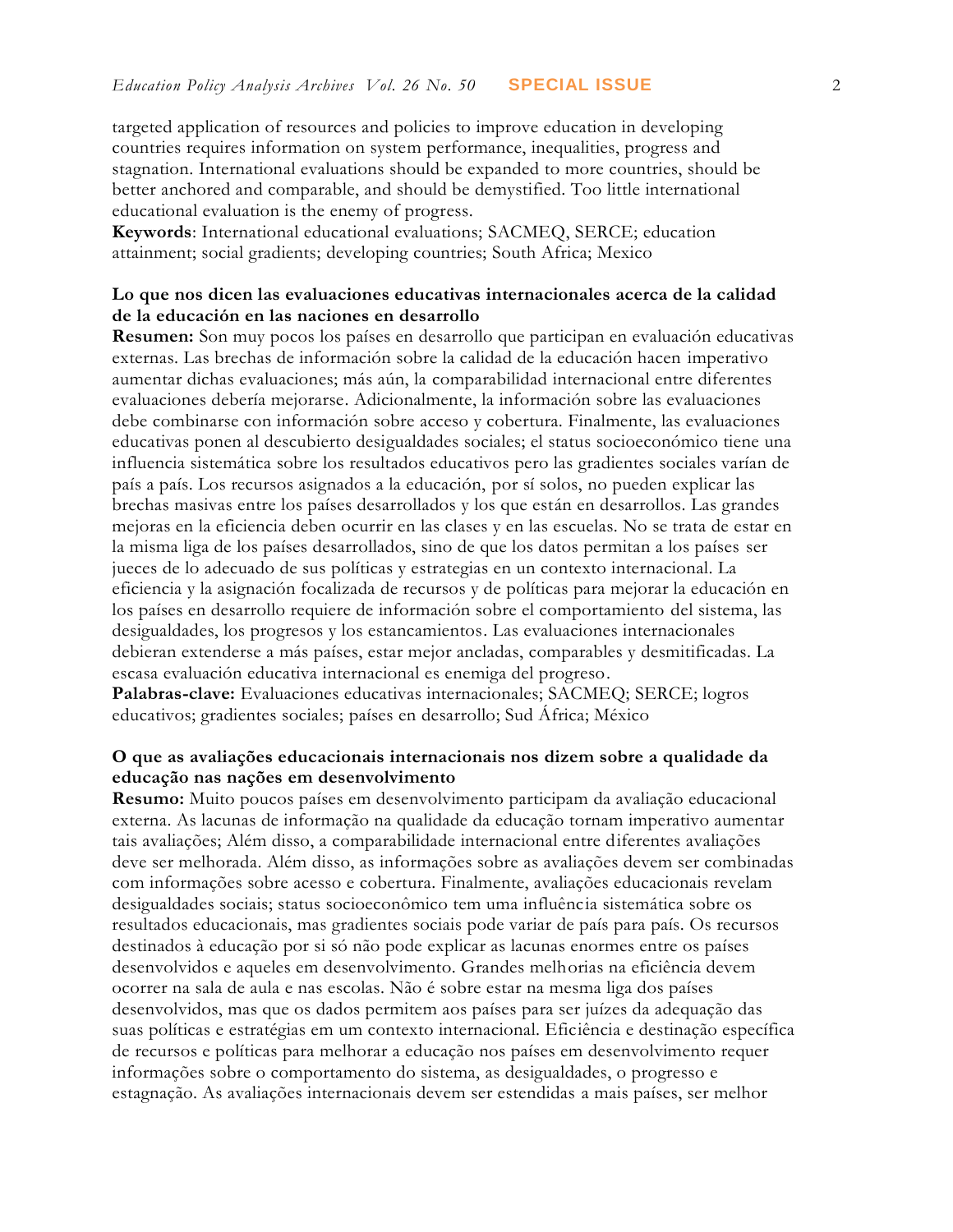targeted application of resources and policies to improve education in developing countries requires information on system performance, inequalities, progress and stagnation. International evaluations should be expanded to more countries, should be better anchored and comparable, and should be demystified. Too little international educational evaluation is the enemy of progress.

**Keywords**: International educational evaluations; SACMEQ, SERCE; education attainment; social gradients; developing countries; South Africa; Mexico

**Lo que nos dicen las evaluaciones educativas internacionales acerca de la calidad de la educación en las naciones en desarrollo**

**Resumen:** Son muy pocos los países en desarrollo que participan en evaluación educativas externas. Las brechas de información sobre la calidad de la educación hacen imperativo aumentar dichas evaluaciones; más aún, la comparabilidad internacional entre diferentes evaluaciones debería mejorarse. Adicionalmente, la información sobre las evaluaciones debe combinarse con información sobre acceso y cobertura. Finalmente, las evaluaciones educativas ponen al descubierto desigualdades sociales; el status socioeconómico tiene una influencia sistemática sobre los resultados educativos pero las gradientes sociales varían de país a país. Los recursos asignados a la educación, por sí solos, no pueden explicar las brechas masivas entre los países desarrollados y los que están en desarrollos. Las grandes mejoras en la eficiencia deben ocurrir en las clases y en las escuelas. No se trata de estar en la misma liga de los países desarrollados, sino de que los datos permitan a los países ser jueces de lo adecuado de sus políticas y estrategias en un contexto internacional. La eficiencia y la asignación focalizada de recursos y de políticas para mejorar la educación en los países en desarrollo requiere de información sobre el comportamiento del sistema, las desigualdades, los progresos y los estancamientos. Las evaluaciones internacionales debieran extenderse a más países, estar mejor ancladas, comparables y desmitificadas. La escasa evaluación educativa internacional es enemiga del progreso.

**Palabras-clave:** Evaluaciones educativas internacionales; SACMEQ; SERCE; logros educativos; gradientes sociales; países en desarrollo; Sud África; México

**O que as avaliações educacionais internacionais nos dizem sobre a qualidade da educação nas nações em desenvolvimento**

**Resumo:** Muito poucos países em desenvolvimento participam da avaliação educacional externa. As lacunas de informação na qualidade da educação tornam imperativo aumentar tais avaliações; Além disso, a comparabilidade internacional entre diferentes avaliações deve ser melhorada. Além disso, as informações sobre as avaliações devem ser combinadas com informações sobre acesso e cobertura. Finalmente, avaliações educacionais revelam desigualdades sociais; status socioeconômico tem uma influência sistemática sobre os resultados educacionais, mas gradientes sociais pode variar de país para país. Os recursos destinados à educação por si só não pode explicar as lacunas enormes entre os países desenvolvidos e aqueles em desenvolvimento. Grandes melhorias na eficiência devem ocorrer na sala de aula e nas escolas. Não é sobre estar na mesma liga dos países desenvolvidos, mas que os dados permitem aos países para ser juízes da adequação das suas políticas e estratégias em um contexto internacional. Eficiência e destinação específica de recursos e políticas para melhorar a educação nos países em desenvolvimento requer informações sobre o comportamento do sistema, as desigualdades, o progresso e estagnação. As avaliações internacionais devem ser estendidas a mais países, ser melhor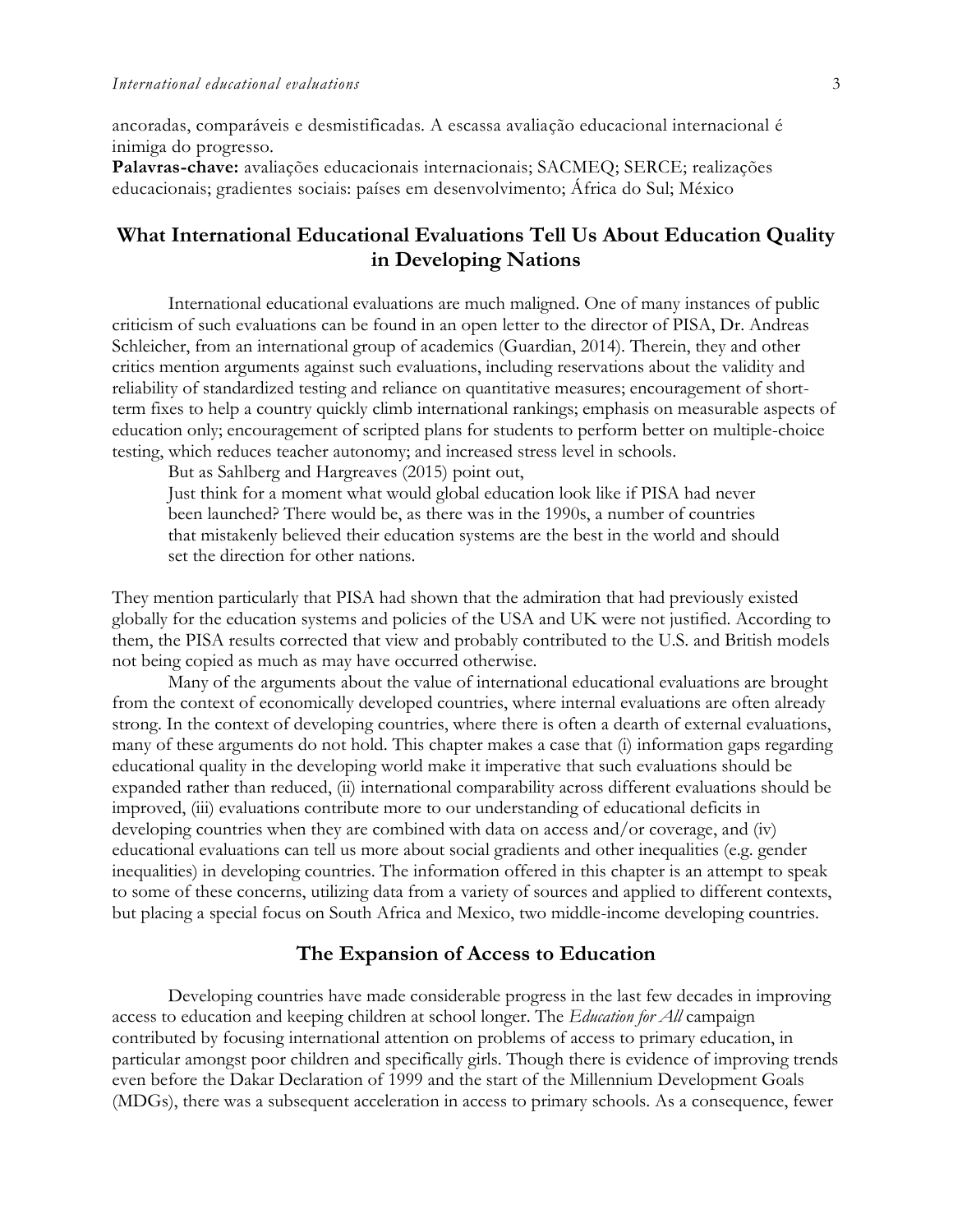ancoradas, comparáveis e desmistificadas. A escassa avaliação educacional internacional é inimiga do progresso.

**Palavras-chave:** avaliações educacionais internacionais; SACMEQ; SERCE; realizações educacionais; gradientes sociais: países em desenvolvimento; África do Sul; México

## What International Educational Evaluations Tell Us About Education Quality in Developing Nations

International educational evaluations are much maligned. One of many instances of public criticism of such evaluations can be found in an open letter to the director of PISA, Dr. Andreas Schleicher, from an international group of academics (Guardian, 2014). Therein, they and other critics mention arguments against such evaluations, including reservations about the validity and reliability of standardized testing and reliance on quantitative measures; encouragement of short-term fixes to help a country quickly climb international rankings; emphasis on measurable aspects of education only; encouragement of scripted plans for students to perform better on multiple-choice testing, which reduces teacher autonomy; and increased stress level in schools.

But as Sahlberg and Hargreaves (2015) point out,

> Just think for a moment what would global education look like if PISA had never been launched? There would be, as there was in the 1990s, a number of countries that mistakenly believed their education systems are the best in the world and should set the direction for other nations.

They mention particularly that PISA had shown that the admiration that had previously existed globally for the education systems and policies of the USA and UK were not justified. According to them, the PISA results corrected that view and probably contributed to the U.S. and British models not being copied as much as may have occurred otherwise.

Many of the arguments about the value of international educational evaluations are brought from the context of economically developed countries, where internal evaluations are often already strong. In the context of developing countries, where there is often a dearth of external evaluations, many of these arguments do not hold. This chapter makes a case that (i) information gaps regarding educational quality in the developing world make it imperative that such evaluations should be expanded rather than reduced, (ii) international comparability across different evaluations should be improved, (iii) evaluations contribute more to our understanding of educational deficits in developing countries when they are combined with data on access and/or coverage, and (iv) educational evaluations can tell us more about social gradients and other inequalities (e.g. gender inequalities) in developing countries. The information offered in this chapter is an attempt to speak to some of these concerns, utilizing data from a variety of sources and applied to different contexts, but placing a special focus on South Africa and Mexico, two middle-income developing countries.

## The Expansion of Access to Education

Developing countries have made considerable progress in the last few decades in improving access to education and keeping children at school longer. The *Education for All* campaign contributed by focusing international attention on problems of access to primary education, in particular amongst poor children and specifically girls. Though there is evidence of improving trends even before the Dakar Declaration of 1999 and the start of the Millennium Development Goals (MDGs), there was a subsequent acceleration in access to primary schools. As a consequence, fewer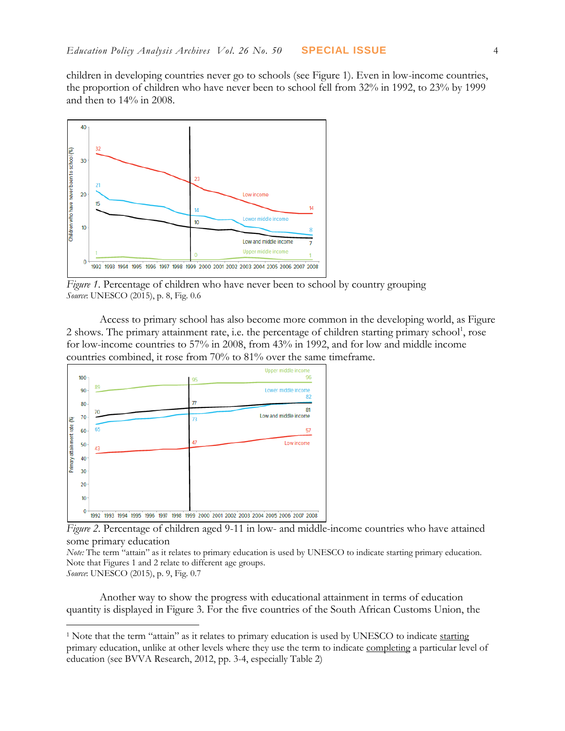children in developing countries never go to schools (see Figure 1). Even in low-income countries, the proportion of children who have never been to school fell from 32% in 1992, to 23% by 1999 and then to 14% in 2008.

*Figure 1*. Percentage of children who have never been to school by country grouping
*Source*: UNESCO (2015), p. 8, Fig. 0.6

Access to primary school has also become more common in the developing world, as Figure 2 shows. The primary attainment rate, i.e. the percentage of children starting primary school[1], rose for low-income countries to 57% in 2008, from 43% in 1992, and for low and middle income countries combined, it rose from 70% to 81% over the same timeframe.

*Figure 2*. Percentage of children aged 9-11 in low- and middle-income countries who have attained some primary education
*Note:* The term "attain" as it relates to primary education is used by UNESCO to indicate starting primary education. Note that Figures 1 and 2 relate to different age groups.
*Source*: UNESCO (2015), p. 9, Fig. 0.7

Another way to show the progress with educational attainment in terms of education quantity is displayed in Figure 3. For the five countries of the South African Customs Union, the

---

[1] Note that the term "attain" as it relates to primary education is used by UNESCO to indicate starting primary education, unlike at other levels where they use the term to indicate completing a particular level of education (see BVVA Research, 2012, pp. 3-4, especially Table 2)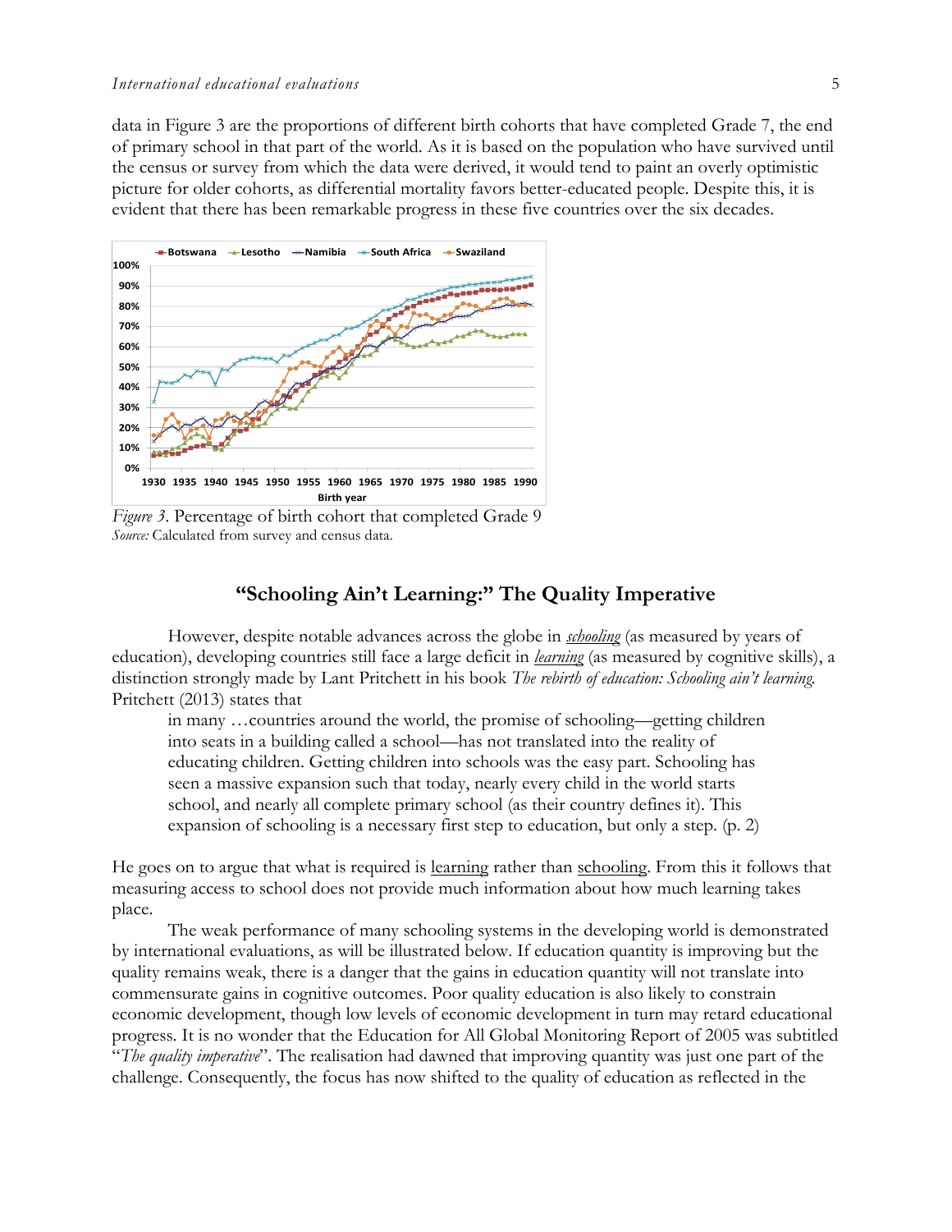data in Figure 3 are the proportions of different birth cohorts that have completed Grade 7, the end of primary school in that part of the world. As it is based on the population who have survived until the census or survey from which the data were derived, it would tend to paint an overly optimistic picture for older cohorts, as differential mortality favors better-educated people. Despite this, it is evident that there has been remarkable progress in these five countries over the six decades.

*Figure 3*. Percentage of birth cohort that completed Grade 9
*Source:* Calculated from survey and census data.

## "Schooling Ain't Learning:" The Quality Imperative

However, despite notable advances across the globe in ***schooling*** (as measured by years of education), developing countries still face a large deficit in ***learning*** (as measured by cognitive skills), a distinction strongly made by Lant Pritchett in his book *The rebirth of education: Schooling ain't learning.* Pritchett (2013) states that

> in many …countries around the world, the promise of schooling—getting children into seats in a building called a school—has not translated into the reality of educating children. Getting children into schools was the easy part. Schooling has seen a massive expansion such that today, nearly every child in the world starts school, and nearly all complete primary school (as their country defines it). This expansion of schooling is a necessary first step to education, but only a step. (p. 2)

He goes on to argue that what is required is learning rather than schooling. From this it follows that measuring access to school does not provide much information about how much learning takes place.

The weak performance of many schooling systems in the developing world is demonstrated by international evaluations, as will be illustrated below. If education quantity is improving but the quality remains weak, there is a danger that the gains in education quantity will not translate into commensurate gains in cognitive outcomes. Poor quality education is also likely to constrain economic development, though low levels of economic development in turn may retard educational progress. It is no wonder that the Education for All Global Monitoring Report of 2005 was subtitled "*The quality imperative*". The realisation had dawned that improving quantity was just one part of the challenge. Consequently, the focus has now shifted to the quality of education as reflected in the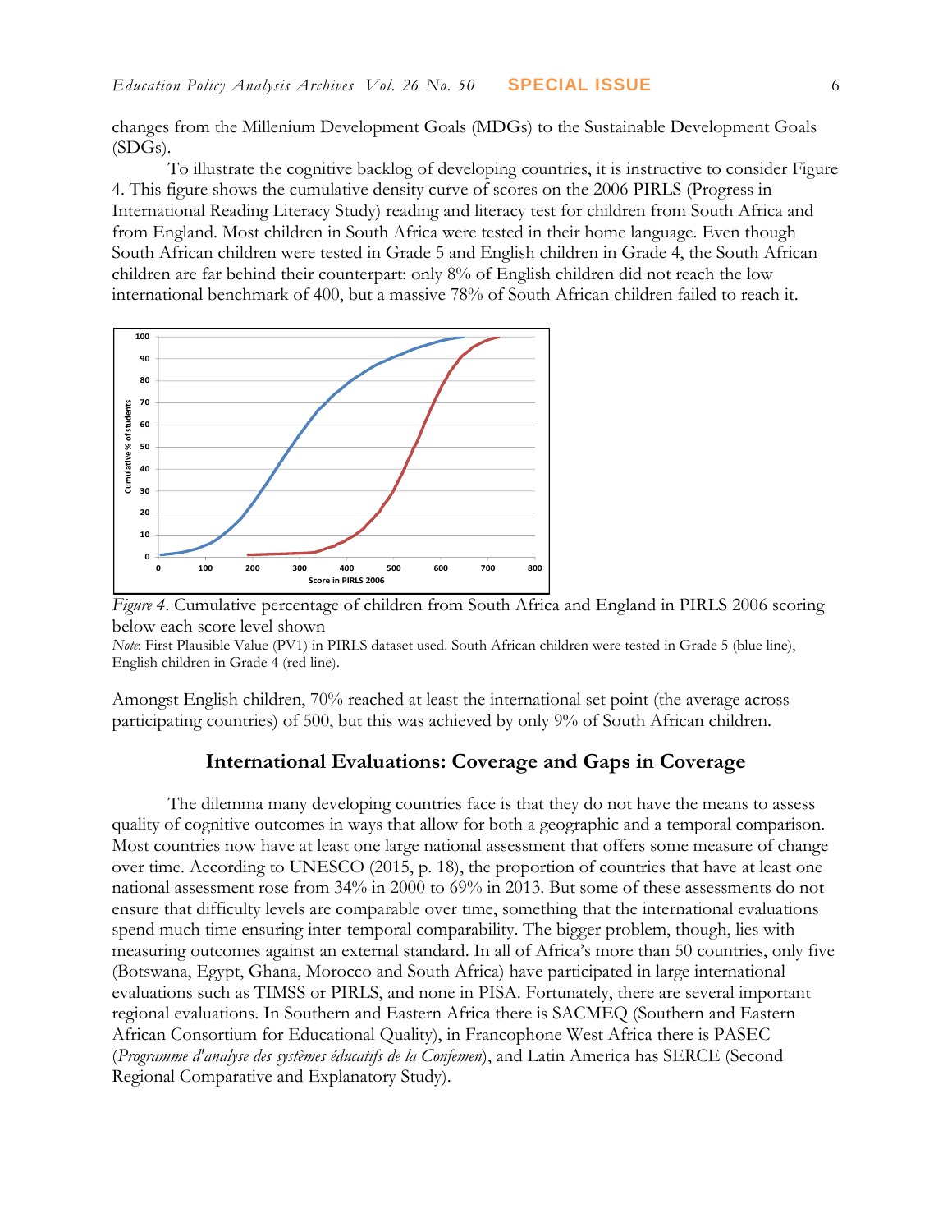changes from the Millenium Development Goals (MDGs) to the Sustainable Development Goals (SDGs).

To illustrate the cognitive backlog of developing countries, it is instructive to consider Figure 4. This figure shows the cumulative density curve of scores on the 2006 PIRLS (Progress in International Reading Literacy Study) reading and literacy test for children from South Africa and from England. Most children in South Africa were tested in their home language. Even though South African children were tested in Grade 5 and English children in Grade 4, the South African children are far behind their counterpart: only 8% of English children did not reach the low international benchmark of 400, but a massive 78% of South African children failed to reach it.

*Figure 4*. Cumulative percentage of children from South Africa and England in PIRLS 2006 scoring below each score level shown

*Note*: First Plausible Value (PV1) in PIRLS dataset used. South African children were tested in Grade 5 (blue line), English children in Grade 4 (red line).

Amongst English children, 70% reached at least the international set point (the average across participating countries) of 500, but this was achieved by only 9% of South African children.

## International Evaluations: Coverage and Gaps in Coverage

The dilemma many developing countries face is that they do not have the means to assess quality of cognitive outcomes in ways that allow for both a geographic and a temporal comparison. Most countries now have at least one large national assessment that offers some measure of change over time. According to UNESCO (2015, p. 18), the proportion of countries that have at least one national assessment rose from 34% in 2000 to 69% in 2013. But some of these assessments do not ensure that difficulty levels are comparable over time, something that the international evaluations spend much time ensuring inter-temporal comparability. The bigger problem, though, lies with measuring outcomes against an external standard. In all of Africa's more than 50 countries, only five (Botswana, Egypt, Ghana, Morocco and South Africa) have participated in large international evaluations such as TIMSS or PIRLS, and none in PISA. Fortunately, there are several important regional evaluations. In Southern and Eastern Africa there is SACMEQ (Southern and Eastern African Consortium for Educational Quality), in Francophone West Africa there is PASEC (*Programme d'analyse des systèmes éducatifs de la Confemen*), and Latin America has SERCE (Second Regional Comparative and Explanatory Study).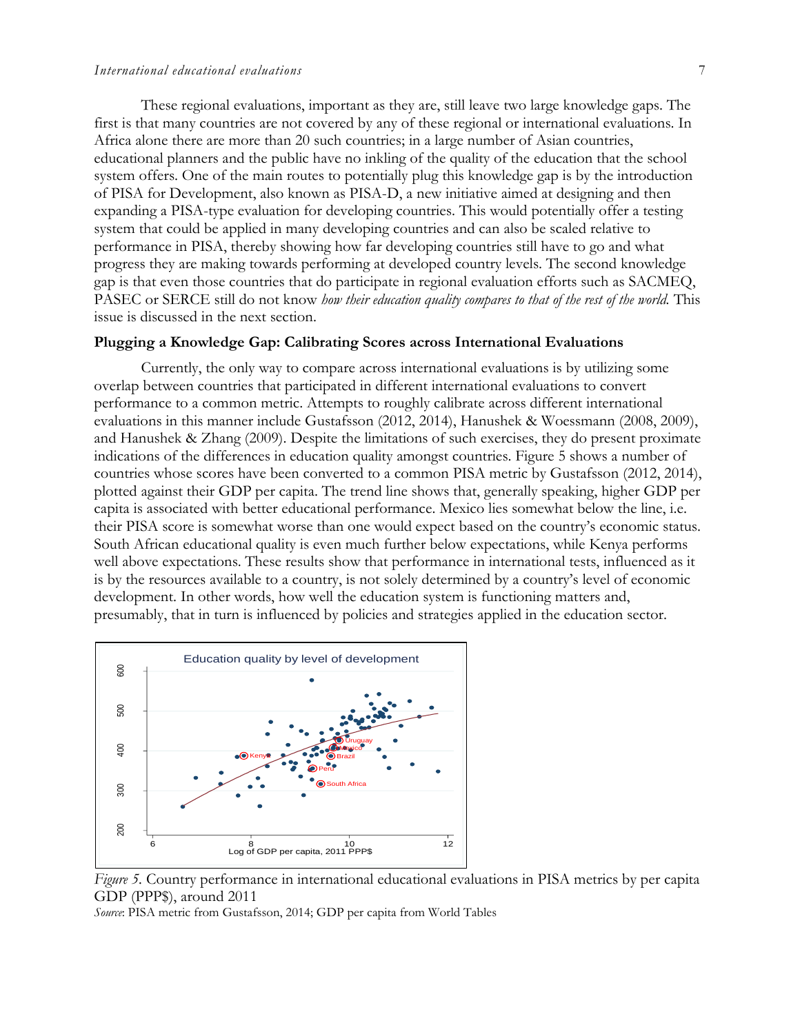These regional evaluations, important as they are, still leave two large knowledge gaps. The first is that many countries are not covered by any of these regional or international evaluations. In Africa alone there are more than 20 such countries; in a large number of Asian countries, educational planners and the public have no inkling of the quality of the education that the school system offers. One of the main routes to potentially plug this knowledge gap is by the introduction of PISA for Development, also known as PISA-D, a new initiative aimed at designing and then expanding a PISA-type evaluation for developing countries. This would potentially offer a testing system that could be applied in many developing countries and can also be scaled relative to performance in PISA, thereby showing how far developing countries still have to go and what progress they are making towards performing at developed country levels. The second knowledge gap is that even those countries that do participate in regional evaluation efforts such as SACMEQ, PASEC or SERCE still do not know *how their education quality compares to that of the rest of the world.* This issue is discussed in the next section.

## Plugging a Knowledge Gap: Calibrating Scores across International Evaluations

Currently, the only way to compare across international evaluations is by utilizing some overlap between countries that participated in different international evaluations to convert performance to a common metric. Attempts to roughly calibrate across different international evaluations in this manner include Gustafsson (2012, 2014), Hanushek & Woessmann (2008, 2009), and Hanushek & Zhang (2009). Despite the limitations of such exercises, they do present proximate indications of the differences in education quality amongst countries. Figure 5 shows a number of countries whose scores have been converted to a common PISA metric by Gustafsson (2012, 2014), plotted against their GDP per capita. The trend line shows that, generally speaking, higher GDP per capita is associated with better educational performance. Mexico lies somewhat below the line, i.e. their PISA score is somewhat worse than one would expect based on the country's economic status. South African educational quality is even much further below expectations, while Kenya performs well above expectations. These results show that performance in international tests, influenced as it is by the resources available to a country, is not solely determined by a country's level of economic development. In other words, how well the education system is functioning matters and, presumably, that in turn is influenced by policies and strategies applied in the education sector.

*Figure 5.* Country performance in international educational evaluations in PISA metrics by per capita GDP (PPP$), around 2011

*Source*: PISA metric from Gustafsson, 2014; GDP per capita from World Tables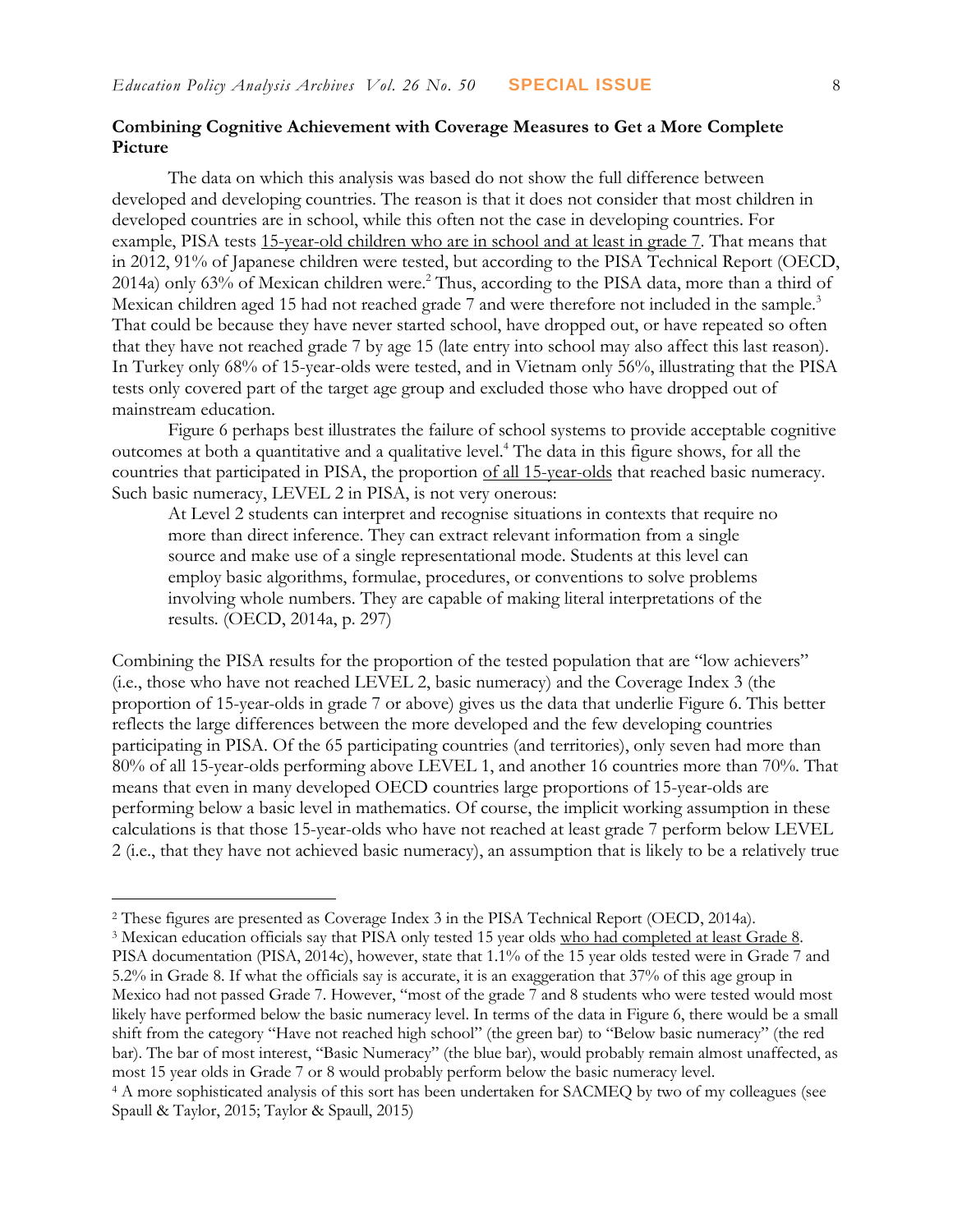### Combining Cognitive Achievement with Coverage Measures to Get a More Complete Picture

The data on which this analysis was based do not show the full difference between developed and developing countries. The reason is that it does not consider that most children in developed countries are in school, while this often not the case in developing countries. For example, PISA tests <u>15-year-old children who are in school and at least in grade 7</u>. That means that in 2012, 91% of Japanese children were tested, but according to the PISA Technical Report (OECD, 2014a) only 63% of Mexican children were.[2] Thus, according to the PISA data, more than a third of Mexican children aged 15 had not reached grade 7 and were therefore not included in the sample.[3] That could be because they have never started school, have dropped out, or have repeated so often that they have not reached grade 7 by age 15 (late entry into school may also affect this last reason). In Turkey only 68% of 15-year-olds were tested, and in Vietnam only 56%, illustrating that the PISA tests only covered part of the target age group and excluded those who have dropped out of mainstream education.

Figure 6 perhaps best illustrates the failure of school systems to provide acceptable cognitive outcomes at both a quantitative and a qualitative level.[4] The data in this figure shows, for all the countries that participated in PISA, the proportion <u>of all 15-year-olds</u> that reached basic numeracy. Such basic numeracy, LEVEL 2 in PISA, is not very onerous:

> At Level 2 students can interpret and recognise situations in contexts that require no more than direct inference. They can extract relevant information from a single source and make use of a single representational mode. Students at this level can employ basic algorithms, formulae, procedures, or conventions to solve problems involving whole numbers. They are capable of making literal interpretations of the results. (OECD, 2014a, p. 297)

Combining the PISA results for the proportion of the tested population that are "low achievers" (i.e., those who have not reached LEVEL 2, basic numeracy) and the Coverage Index 3 (the proportion of 15-year-olds in grade 7 or above) gives us the data that underlie Figure 6. This better reflects the large differences between the more developed and the few developing countries participating in PISA. Of the 65 participating countries (and territories), only seven had more than 80% of all 15-year-olds performing above LEVEL 1, and another 16 countries more than 70%. That means that even in many developed OECD countries large proportions of 15-year-olds are performing below a basic level in mathematics. Of course, the implicit working assumption in these calculations is that those 15-year-olds who have not reached at least grade 7 perform below LEVEL 2 (i.e., that they have not achieved basic numeracy), an assumption that is likely to be a relatively true

---

[2] These figures are presented as Coverage Index 3 in the PISA Technical Report (OECD, 2014a).

[3] Mexican education officials say that PISA only tested 15 year olds <u>who had completed at least Grade 8</u>. PISA documentation (PISA, 2014c), however, state that 1.1% of the 15 year olds tested were in Grade 7 and 5.2% in Grade 8. If what the officials say is accurate, it is an exaggeration that 37% of this age group in Mexico had not passed Grade 7. However, "most of the grade 7 and 8 students who were tested would most likely have performed below the basic numeracy level. In terms of the data in Figure 6, there would be a small shift from the category "Have not reached high school" (the green bar) to "Below basic numeracy" (the red bar). The bar of most interest, "Basic Numeracy" (the blue bar), would probably remain almost unaffected, as most 15 year olds in Grade 7 or 8 would probably perform below the basic numeracy level.

[4] A more sophisticated analysis of this sort has been undertaken for SACMEQ by two of my colleagues (see Spaull & Taylor, 2015; Taylor & Spaull, 2015)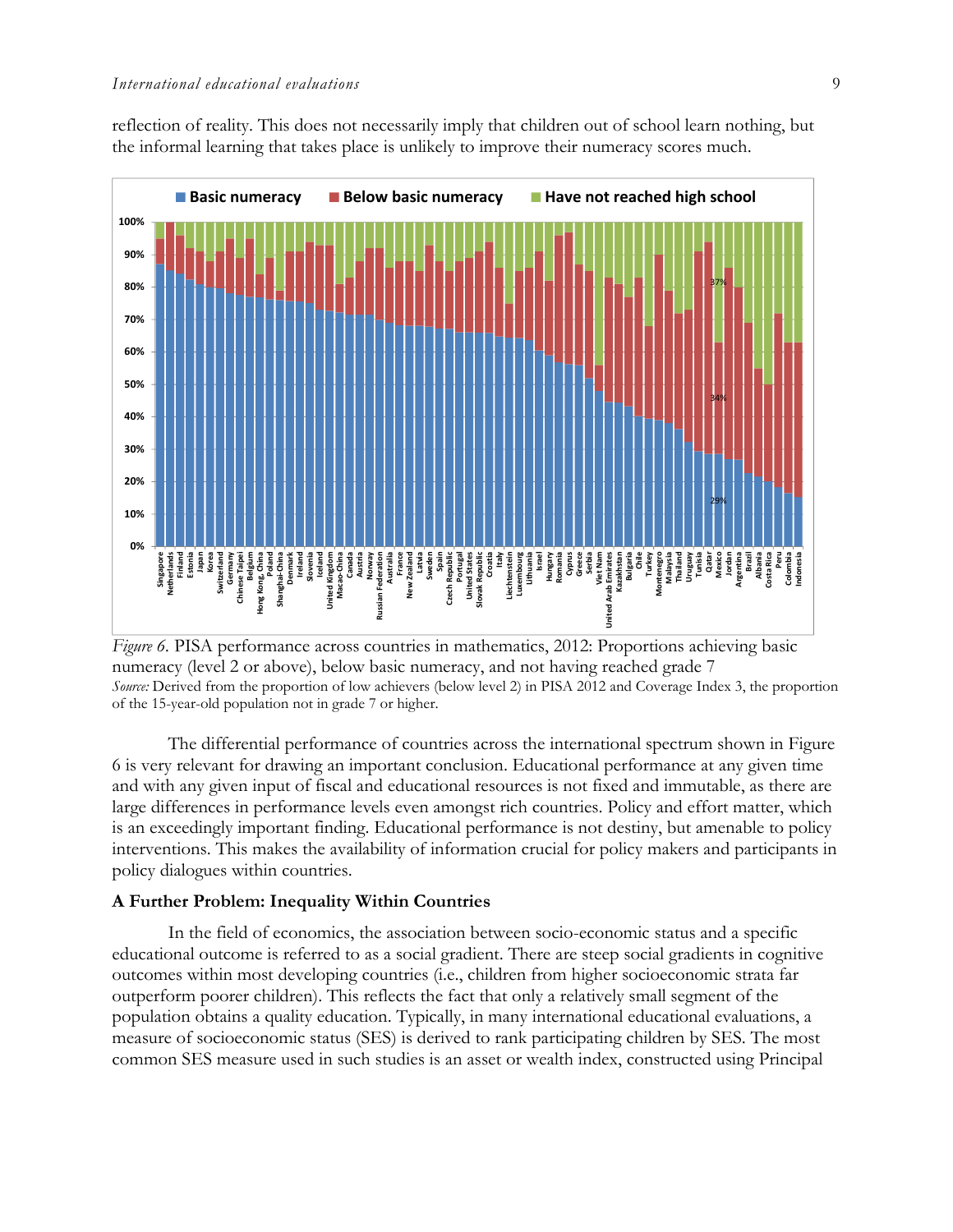reflection of reality. This does not necessarily imply that children out of school learn nothing, but the informal learning that takes place is unlikely to improve their numeracy scores much.

*Figure 6*. PISA performance across countries in mathematics, 2012: Proportions achieving basic numeracy (level 2 or above), below basic numeracy, and not having reached grade 7
*Source:* Derived from the proportion of low achievers (below level 2) in PISA 2012 and Coverage Index 3, the proportion of the 15-year-old population not in grade 7 or higher.

The differential performance of countries across the international spectrum shown in Figure 6 is very relevant for drawing an important conclusion. Educational performance at any given time and with any given input of fiscal and educational resources is not fixed and immutable, as there are large differences in performance levels even amongst rich countries. Policy and effort matter, which is an exceedingly important finding. Educational performance is not destiny, but amenable to policy interventions. This makes the availability of information crucial for policy makers and participants in policy dialogues within countries.

### A Further Problem: Inequality Within Countries

In the field of economics, the association between socio-economic status and a specific educational outcome is referred to as a social gradient. There are steep social gradients in cognitive outcomes within most developing countries (i.e., children from higher socioeconomic strata far outperform poorer children). This reflects the fact that only a relatively small segment of the population obtains a quality education. Typically, in many international educational evaluations, a measure of socioeconomic status (SES) is derived to rank participating children by SES. The most common SES measure used in such studies is an asset or wealth index, constructed using Principal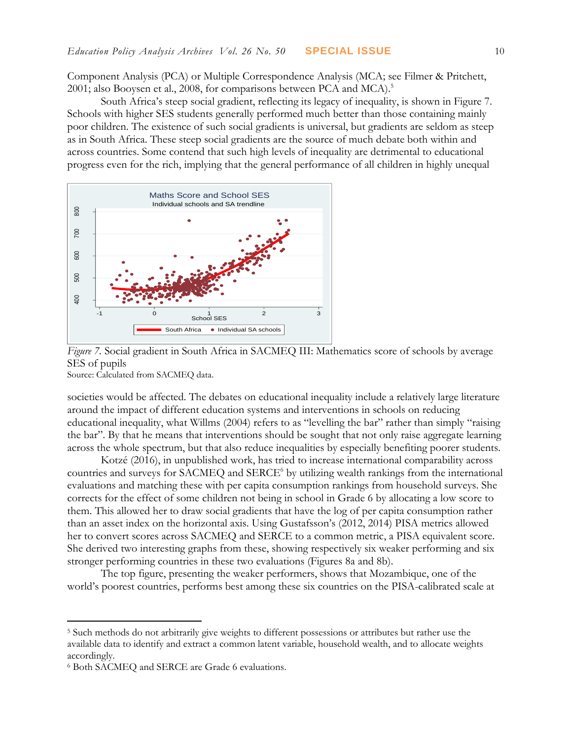Component Analysis (PCA) or Multiple Correspondence Analysis (MCA; see Filmer & Pritchett, 2001; also Booysen et al., 2008, for comparisons between PCA and MCA).[5]

South Africa's steep social gradient, reflecting its legacy of inequality, is shown in Figure 7. Schools with higher SES students generally performed much better than those containing mainly poor children. The existence of such social gradients is universal, but gradients are seldom as steep as in South Africa. These steep social gradients are the source of much debate both within and across countries. Some contend that such high levels of inequality are detrimental to educational progress even for the rich, implying that the general performance of all children in highly unequal societies would be affected. The debates on educational inequality include a relatively large literature around the impact of different education systems and interventions in schools on reducing educational inequality, what Willms (2004) refers to as "levelling the bar" rather than simply "raising the bar". By that he means that interventions should be sought that not only raise aggregate learning across the whole spectrum, but that also reduce inequalities by especially benefiting poorer students.

*Figure 7*. Social gradient in South Africa in SACMEQ III: Mathematics score of schools by average SES of pupils
Source: Calculated from SACMEQ data.

Kotzé (2016), in unpublished work, has tried to increase international comparability across countries and surveys for SACMEQ and SERCE[6] by utilizing wealth rankings from the international evaluations and matching these with per capita consumption rankings from household surveys. She corrects for the effect of some children not being in school in Grade 6 by allocating a low score to them. This allowed her to draw social gradients that have the log of per capita consumption rather than an asset index on the horizontal axis. Using Gustafsson's (2012, 2014) PISA metrics allowed her to convert scores across SACMEQ and SERCE to a common metric, a PISA equivalent score. She derived two interesting graphs from these, showing respectively six weaker performing and six stronger performing countries in these two evaluations (Figures 8a and 8b).

The top figure, presenting the weaker performers, shows that Mozambique, one of the world's poorest countries, performs best among these six countries on the PISA-calibrated scale at

[5] Such methods do not arbitrarily give weights to different possessions or attributes but rather use the available data to identify and extract a common latent variable, household wealth, and to allocate weights accordingly.

[6] Both SACMEQ and SERCE are Grade 6 evaluations.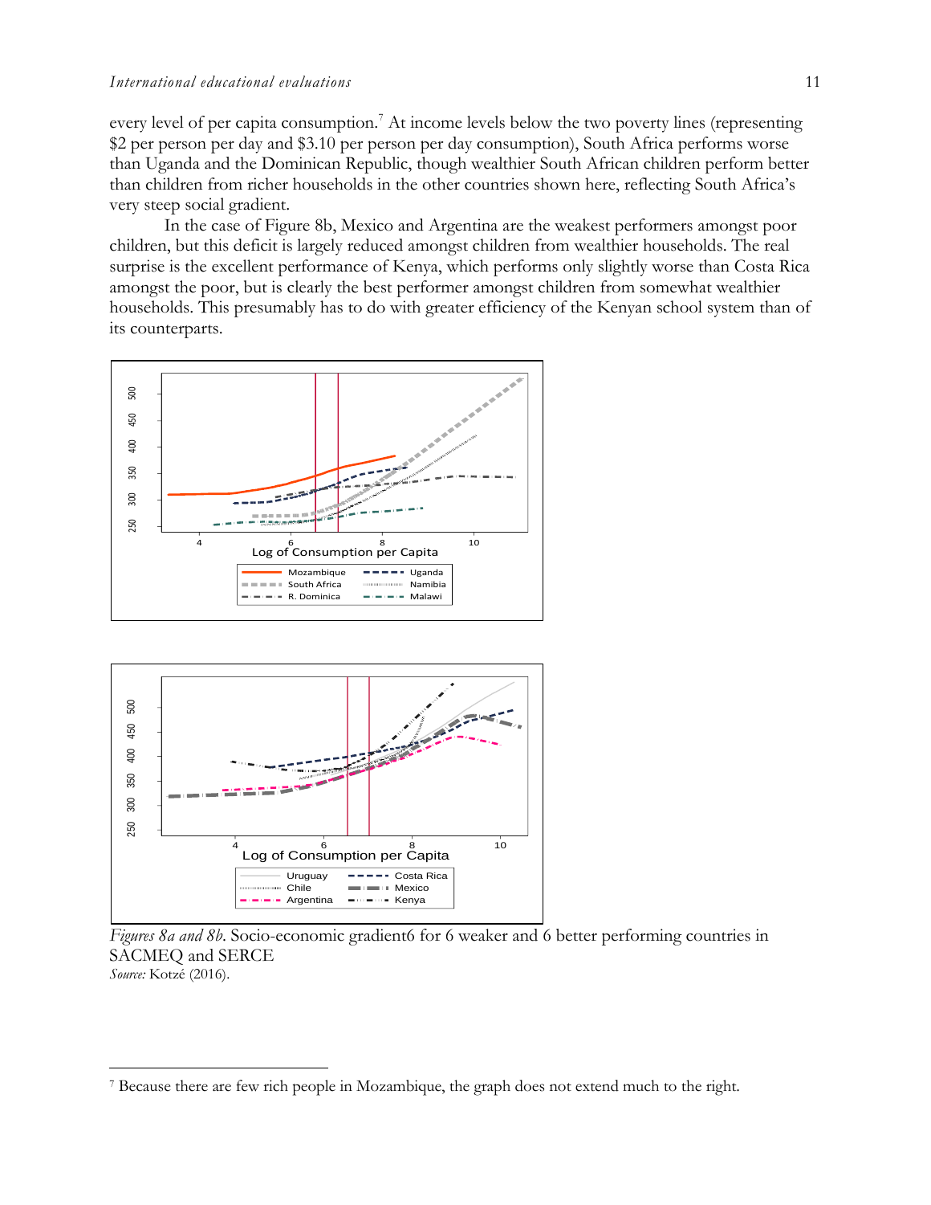every level of per capita consumption.[7] At income levels below the two poverty lines (representing $2 per person per day and $3.10 per person per day consumption), South Africa performs worse than Uganda and the Dominican Republic, though wealthier South African children perform better than children from richer households in the other countries shown here, reflecting South Africa's very steep social gradient.

In the case of Figure 8b, Mexico and Argentina are the weakest performers amongst poor children, but this deficit is largely reduced amongst children from wealthier households. The real surprise is the excellent performance of Kenya, which performs only slightly worse than Costa Rica amongst the poor, but is clearly the best performer amongst children from somewhat wealthier households. This presumably has to do with greater efficiency of the Kenyan school system than of its counterparts.

*Figures 8a and 8b*. Socio-economic gradient6 for 6 weaker and 6 better performing countries in SACMEQ and SERCE
*Source:* Kotzé (2016).

[7] Because there are few rich people in Mozambique, the graph does not extend much to the right.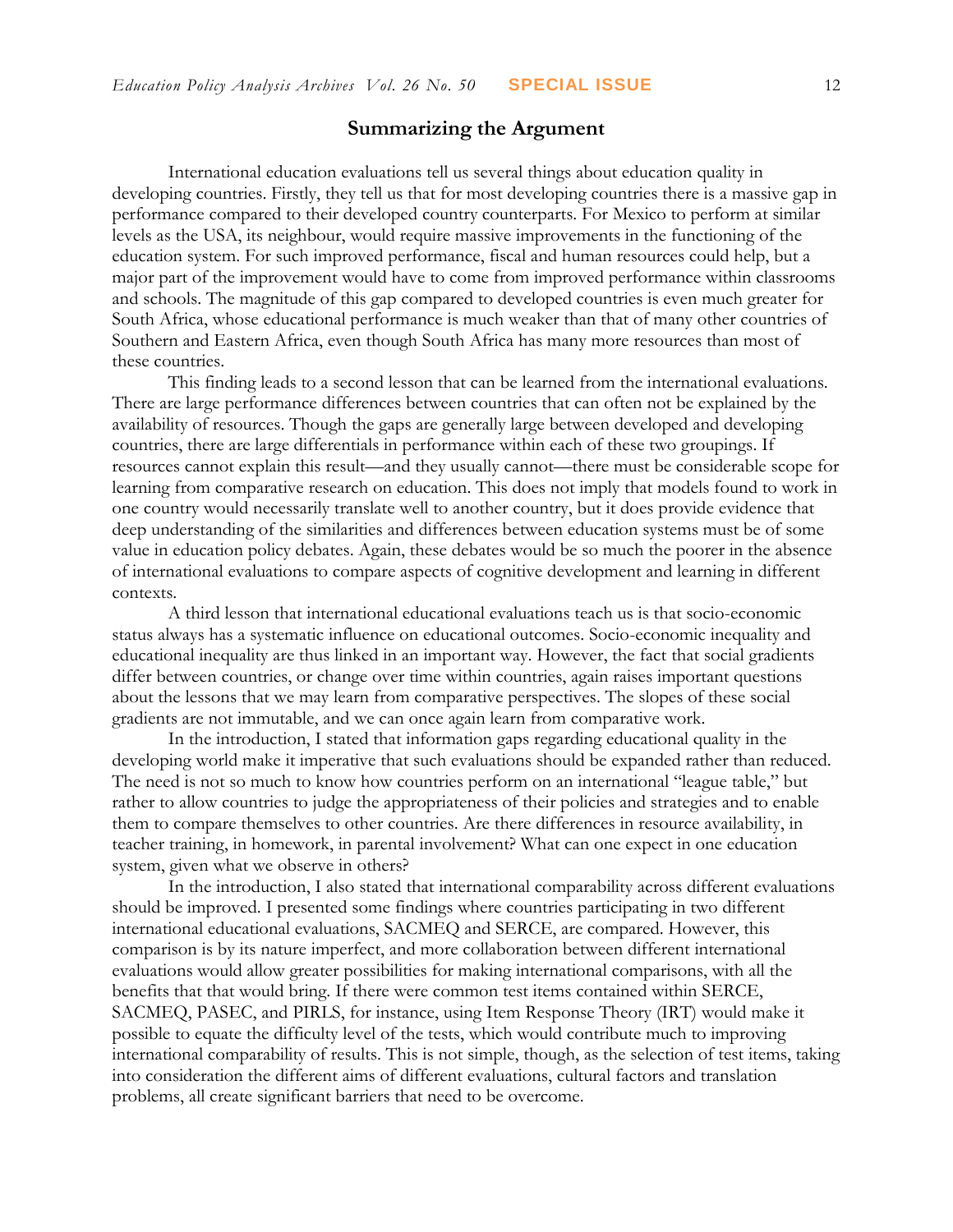## Summarizing the Argument

International education evaluations tell us several things about education quality in developing countries. Firstly, they tell us that for most developing countries there is a massive gap in performance compared to their developed country counterparts. For Mexico to perform at similar levels as the USA, its neighbour, would require massive improvements in the functioning of the education system. For such improved performance, fiscal and human resources could help, but a major part of the improvement would have to come from improved performance within classrooms and schools. The magnitude of this gap compared to developed countries is even much greater for South Africa, whose educational performance is much weaker than that of many other countries of Southern and Eastern Africa, even though South Africa has many more resources than most of these countries.

This finding leads to a second lesson that can be learned from the international evaluations. There are large performance differences between countries that can often not be explained by the availability of resources. Though the gaps are generally large between developed and developing countries, there are large differentials in performance within each of these two groupings. If resources cannot explain this result—and they usually cannot—there must be considerable scope for learning from comparative research on education. This does not imply that models found to work in one country would necessarily translate well to another country, but it does provide evidence that deep understanding of the similarities and differences between education systems must be of some value in education policy debates. Again, these debates would be so much the poorer in the absence of international evaluations to compare aspects of cognitive development and learning in different contexts.

A third lesson that international educational evaluations teach us is that socio-economic status always has a systematic influence on educational outcomes. Socio-economic inequality and educational inequality are thus linked in an important way. However, the fact that social gradients differ between countries, or change over time within countries, again raises important questions about the lessons that we may learn from comparative perspectives. The slopes of these social gradients are not immutable, and we can once again learn from comparative work.

In the introduction, I stated that information gaps regarding educational quality in the developing world make it imperative that such evaluations should be expanded rather than reduced. The need is not so much to know how countries perform on an international "league table," but rather to allow countries to judge the appropriateness of their policies and strategies and to enable them to compare themselves to other countries. Are there differences in resource availability, in teacher training, in homework, in parental involvement? What can one expect in one education system, given what we observe in others?

In the introduction, I also stated that international comparability across different evaluations should be improved. I presented some findings where countries participating in two different international educational evaluations, SACMEQ and SERCE, are compared. However, this comparison is by its nature imperfect, and more collaboration between different international evaluations would allow greater possibilities for making international comparisons, with all the benefits that that would bring. If there were common test items contained within SERCE, SACMEQ, PASEC, and PIRLS, for instance, using Item Response Theory (IRT) would make it possible to equate the difficulty level of the tests, which would contribute much to improving international comparability of results. This is not simple, though, as the selection of test items, taking into consideration the different aims of different evaluations, cultural factors and translation problems, all create significant barriers that need to be overcome.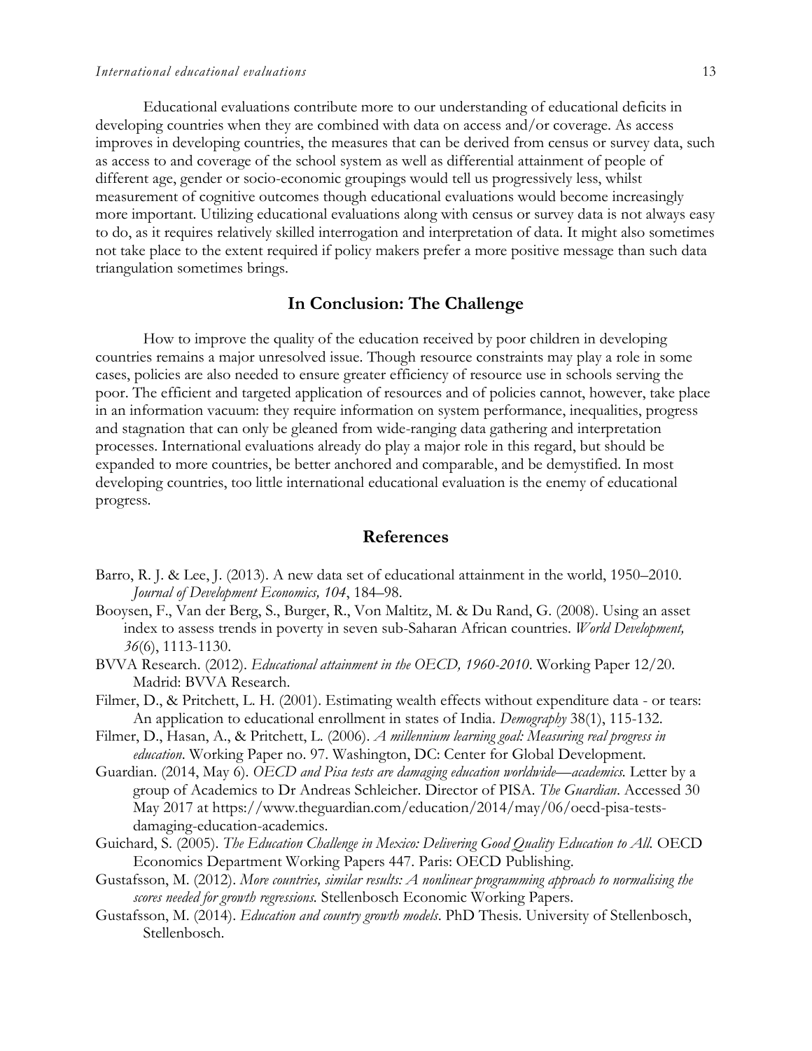Educational evaluations contribute more to our understanding of educational deficits in developing countries when they are combined with data on access and/or coverage. As access improves in developing countries, the measures that can be derived from census or survey data, such as access to and coverage of the school system as well as differential attainment of people of different age, gender or socio-economic groupings would tell us progressively less, whilst measurement of cognitive outcomes though educational evaluations would become increasingly more important. Utilizing educational evaluations along with census or survey data is not always easy to do, as it requires relatively skilled interrogation and interpretation of data. It might also sometimes not take place to the extent required if policy makers prefer a more positive message than such data triangulation sometimes brings.

## In Conclusion: The Challenge

How to improve the quality of the education received by poor children in developing countries remains a major unresolved issue. Though resource constraints may play a role in some cases, policies are also needed to ensure greater efficiency of resource use in schools serving the poor. The efficient and targeted application of resources and of policies cannot, however, take place in an information vacuum: they require information on system performance, inequalities, progress and stagnation that can only be gleaned from wide-ranging data gathering and interpretation processes. International evaluations already do play a major role in this regard, but should be expanded to more countries, be better anchored and comparable, and be demystified. In most developing countries, too little international educational evaluation is the enemy of educational progress.

## References

Barro, R. J. & Lee, J. (2013). A new data set of educational attainment in the world, 1950–2010. *Journal of Development Economics, 104*, 184–98.

Booysen, F., Van der Berg, S., Burger, R., Von Maltitz, M. & Du Rand, G. (2008). Using an asset index to assess trends in poverty in seven sub-Saharan African countries. *World Development, 36*(6), 1113-1130.

BVVA Research. (2012). *Educational attainment in the OECD, 1960-2010*. Working Paper 12/20. Madrid: BVVA Research.

Filmer, D., & Pritchett, L. H. (2001). Estimating wealth effects without expenditure data - or tears: An application to educational enrollment in states of India. *Demography* 38(1), 115-132.

Filmer, D., Hasan, A., & Pritchett, L. (2006). *A millennium learning goal: Measuring real progress in education*. Working Paper no. 97. Washington, DC: Center for Global Development.

Guardian. (2014, May 6). *OECD and Pisa tests are damaging education worldwide—academics.* Letter by a group of Academics to Dr Andreas Schleicher. Director of PISA. *The Guardian*. Accessed 30 May 2017 at https://www.theguardian.com/education/2014/may/06/oecd-pisa-tests-damaging-education-academics.

Guichard, S. (2005). *The Education Challenge in Mexico: Delivering Good Quality Education to All.* OECD Economics Department Working Papers 447. Paris: OECD Publishing.

Gustafsson, M. (2012). *More countries, similar results: A nonlinear programming approach to normalising the scores needed for growth regressions.* Stellenbosch Economic Working Papers.

Gustafsson, M. (2014). *Education and country growth models*. PhD Thesis. University of Stellenbosch, Stellenbosch.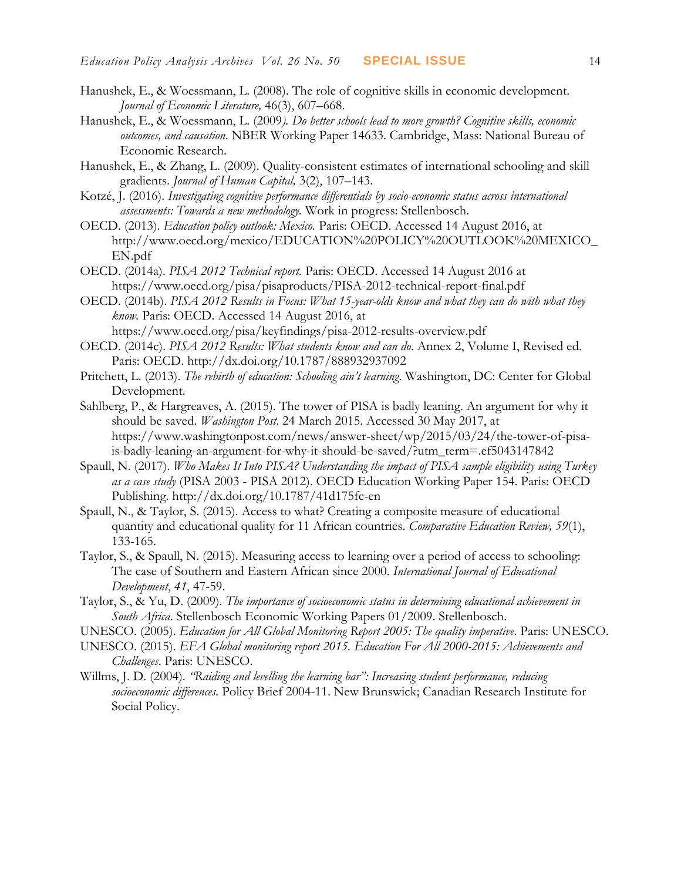Hanushek, E., & Woessmann, L. (2008). The role of cognitive skills in economic development. *Journal of Economic Literature,* 46(3), 607–668.

Hanushek, E., & Woessmann, L. (2009*). Do better schools lead to more growth? Cognitive skills, economic outcomes, and causation*. NBER Working Paper 14633. Cambridge, Mass: National Bureau of Economic Research.

Hanushek, E., & Zhang, L. (2009). Quality-consistent estimates of international schooling and skill gradients. *Journal of Human Capital,* 3(2), 107–143.

Kotzé, J. (2016). *Investigating cognitive performance differentials by socio-economic status across international assessments: Towards a new methodology.* Work in progress: Stellenbosch.

OECD. (2013). *Education policy outlook: Mexico.* Paris: OECD. Accessed 14 August 2016, at http://www.oecd.org/mexico/EDUCATION%20POLICY%20OUTLOOK%20MEXICO_EN.pdf

OECD. (2014a). *PISA 2012 Technical report.* Paris: OECD. Accessed 14 August 2016 at https://www.oecd.org/pisa/pisaproducts/PISA-2012-technical-report-final.pdf

OECD. (2014b). *PISA 2012 Results in Focus: What 15-year-olds know and what they can do with what they know*. Paris: OECD. Accessed 14 August 2016, at https://www.oecd.org/pisa/keyfindings/pisa-2012-results-overview.pdf

OECD. (2014c). *PISA 2012 Results: What students know and can do*. Annex 2, Volume I, Revised ed. Paris: OECD. http://dx.doi.org/10.1787/888932937092

Pritchett, L. (2013). *The rebirth of education: Schooling ain't learning.* Washington, DC: Center for Global Development.

Sahlberg, P., & Hargreaves, A. (2015). The tower of PISA is badly leaning. An argument for why it should be saved. *Washington Post.* 24 March 2015. Accessed 30 May 2017, at https://www.washingtonpost.com/news/answer-sheet/wp/2015/03/24/the-tower-of-pisa-is-badly-leaning-an-argument-for-why-it-should-be-saved/?utm_term=.ef5043147842

Spaull, N. (2017). *Who Makes It Into PISA? Understanding the impact of PISA sample eligibility using Turkey as a case study* (PISA 2003 - PISA 2012). OECD Education Working Paper 154. Paris: OECD Publishing. http://dx.doi.org/10.1787/41d175fc-en

Spaull, N., & Taylor, S. (2015). Access to what? Creating a composite measure of educational quantity and educational quality for 11 African countries. *Comparative Education Review, 59*(1), 133-165.

Taylor, S., & Spaull, N. (2015). Measuring access to learning over a period of access to schooling: The case of Southern and Eastern African since 2000. *International Journal of Educational Development*, *41*, 47-59.

Taylor, S., & Yu, D. (2009). *The importance of socioeconomic status in determining educational achievement in South Africa*. Stellenbosch Economic Working Papers 01/2009. Stellenbosch.

UNESCO. (2005). *Education for All Global Monitoring Report 2005: The quality imperative*. Paris: UNESCO.

UNESCO. (2015). *EFA Global monitoring report 2015. Education For All 2000-2015: Achievements and Challenges*. Paris: UNESCO.

Willms, J. D. (2004). *"Raiding and levelling the learning bar": Increasing student performance, reducing socioeconomic differences.* Policy Brief 2004-11. New Brunswick; Canadian Research Institute for Social Policy.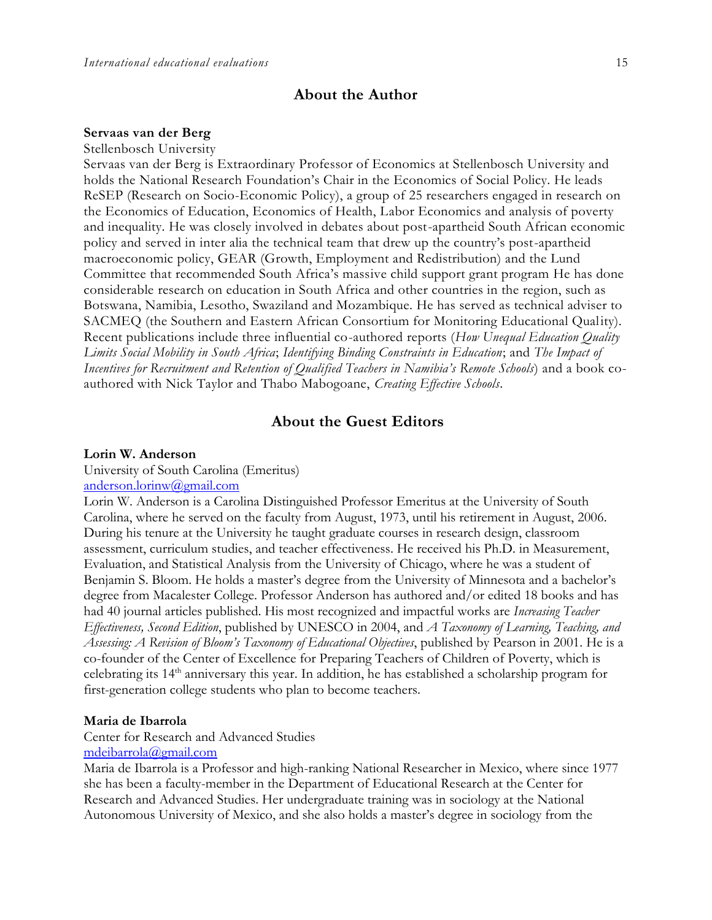## About the Author

**Servaas van der Berg**

Stellenbosch University

Servaas van der Berg is Extraordinary Professor of Economics at Stellenbosch University and holds the National Research Foundation's Chair in the Economics of Social Policy. He leads ReSEP (Research on Socio-Economic Policy), a group of 25 researchers engaged in research on the Economics of Education, Economics of Health, Labor Economics and analysis of poverty and inequality. He was closely involved in debates about post-apartheid South African economic policy and served in inter alia the technical team that drew up the country's post-apartheid macroeconomic policy, GEAR (Growth, Employment and Redistribution) and the Lund Committee that recommended South Africa's massive child support grant program He has done considerable research on education in South Africa and other countries in the region, such as Botswana, Namibia, Lesotho, Swaziland and Mozambique. He has served as technical adviser to SACMEQ (the Southern and Eastern African Consortium for Monitoring Educational Quality). Recent publications include three influential co-authored reports (*How Unequal Education Quality Limits Social Mobility in South Africa*; *Identifying Binding Constraints in Education*; and *The Impact of Incentives for Recruitment and Retention of Qualified Teachers in Namibia's Remote Schools*) and a book co-authored with Nick Taylor and Thabo Mabogoane, *Creating Effective Schools*.

## About the Guest Editors

**Lorin W. Anderson**

University of South Carolina (Emeritus)

anderson.lorinw@gmail.com

Lorin W. Anderson is a Carolina Distinguished Professor Emeritus at the University of South Carolina, where he served on the faculty from August, 1973, until his retirement in August, 2006. During his tenure at the University he taught graduate courses in research design, classroom assessment, curriculum studies, and teacher effectiveness. He received his Ph.D. in Measurement, Evaluation, and Statistical Analysis from the University of Chicago, where he was a student of Benjamin S. Bloom. He holds a master's degree from the University of Minnesota and a bachelor's degree from Macalester College. Professor Anderson has authored and/or edited 18 books and has had 40 journal articles published. His most recognized and impactful works are *Increasing Teacher Effectiveness, Second Edition*, published by UNESCO in 2004, and *A Taxonomy of Learning, Teaching, and Assessing: A Revision of Bloom's Taxonomy of Educational Objectives*, published by Pearson in 2001. He is a co-founder of the Center of Excellence for Preparing Teachers of Children of Poverty, which is celebrating its 14th anniversary this year. In addition, he has established a scholarship program for first-generation college students who plan to become teachers.

**Maria de Ibarrola**

Center for Research and Advanced Studies

mdeibarrola@gmail.com

Maria de Ibarrola is a Professor and high-ranking National Researcher in Mexico, where since 1977 she has been a faculty-member in the Department of Educational Research at the Center for Research and Advanced Studies. Her undergraduate training was in sociology at the National Autonomous University of Mexico, and she also holds a master's degree in sociology from the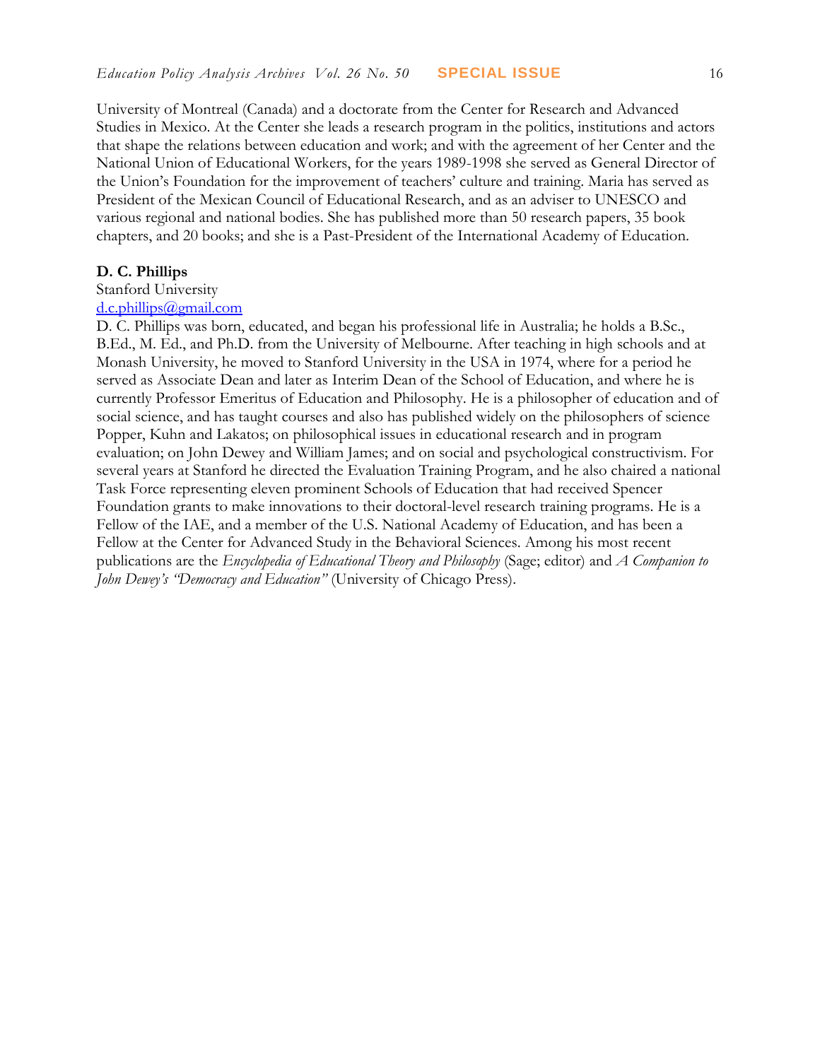University of Montreal (Canada) and a doctorate from the Center for Research and Advanced Studies in Mexico. At the Center she leads a research program in the politics, institutions and actors that shape the relations between education and work; and with the agreement of her Center and the National Union of Educational Workers, for the years 1989-1998 she served as General Director of the Union's Foundation for the improvement of teachers' culture and training. Maria has served as President of the Mexican Council of Educational Research, and as an adviser to UNESCO and various regional and national bodies. She has published more than 50 research papers, 35 book chapters, and 20 books; and she is a Past-President of the International Academy of Education.

**D. C. Phillips**
Stanford University
d.c.phillips@gmail.com

D. C. Phillips was born, educated, and began his professional life in Australia; he holds a B.Sc., B.Ed., M. Ed., and Ph.D. from the University of Melbourne. After teaching in high schools and at Monash University, he moved to Stanford University in the USA in 1974, where for a period he served as Associate Dean and later as Interim Dean of the School of Education, and where he is currently Professor Emeritus of Education and Philosophy. He is a philosopher of education and of social science, and has taught courses and also has published widely on the philosophers of science Popper, Kuhn and Lakatos; on philosophical issues in educational research and in program evaluation; on John Dewey and William James; and on social and psychological constructivism. For several years at Stanford he directed the Evaluation Training Program, and he also chaired a national Task Force representing eleven prominent Schools of Education that had received Spencer Foundation grants to make innovations to their doctoral-level research training programs. He is a Fellow of the IAE, and a member of the U.S. National Academy of Education, and has been a Fellow at the Center for Advanced Study in the Behavioral Sciences. Among his most recent publications are the *Encyclopedia of Educational Theory and Philosophy* (Sage; editor) and *A Companion to John Dewey's "Democracy and Education"* (University of Chicago Press).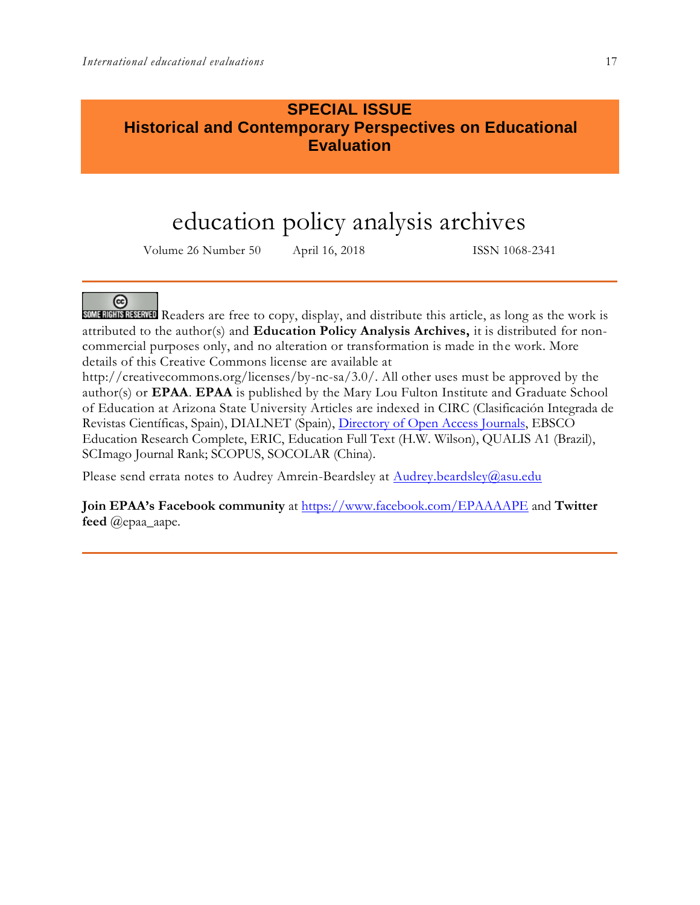**SPECIAL ISSUE**
**Historical and Contemporary Perspectives on Educational Evaluation**

# education policy analysis archives

Volume 26 Number 50 April 16, 2018 ISSN 1068-2341

SOME RIGHTS RESERVED Readers are free to copy, display, and distribute this article, as long as the work is attributed to the author(s) and **Education Policy Analysis Archives,** it is distributed for non-commercial purposes only, and no alteration or transformation is made in the work. More details of this Creative Commons license are available at http://creativecommons.org/licenses/by-nc-sa/3.0/. All other uses must be approved by the author(s) or **EPAA**. **EPAA** is published by the Mary Lou Fulton Institute and Graduate School of Education at Arizona State University Articles are indexed in CIRC (Clasificación Integrada de Revistas Científicas, Spain), DIALNET (Spain), Directory of Open Access Journals, EBSCO Education Research Complete, ERIC, Education Full Text (H.W. Wilson), QUALIS A1 (Brazil), SCImago Journal Rank; SCOPUS, SOCOLAR (China).

Please send errata notes to Audrey Amrein-Beardsley at Audrey.beardsley@asu.edu

**Join EPAA's Facebook community** at https://www.facebook.com/EPAAAAPE and **Twitter feed** @epaa_aape.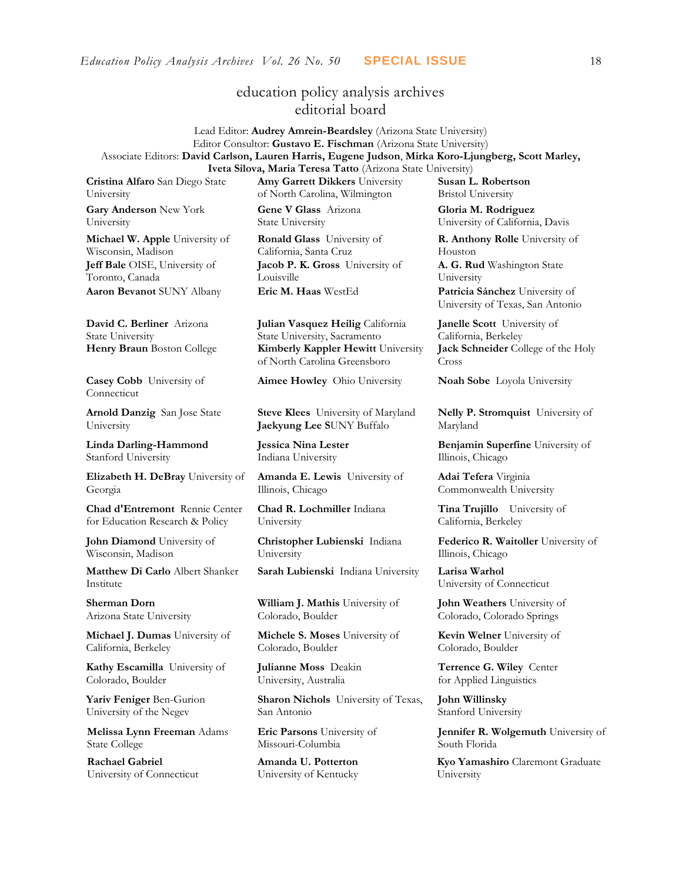# education policy analysis archives
## editorial board

Lead Editor: **Audrey Amrein-Beardsley** (Arizona State University)
Editor Consultor: **Gustavo E. Fischman** (Arizona State University)
Associate Editors: **David Carlson, Lauren Harris, Eugene Judson**, **Mirka Koro-Ljungberg, Scott Marley, Iveta Silova, Maria Teresa Tatto** (Arizona State University)

**Cristina Alfaro** San Diego State University

**Gary Anderson** New York University

**Michael W. Apple** University of Wisconsin, Madison

**Jeff Bale** OISE, University of Toronto, Canada

**Aaron Bevanot** SUNY Albany

**David C. Berliner** Arizona State University

**Henry Braun** Boston College

**Casey Cobb** University of Connecticut

**Arnold Danzig** San Jose State University

**Linda Darling-Hammond** Stanford University

**Elizabeth H. DeBray** University of Georgia

**Chad d'Entremont** Rennie Center for Education Research & Policy

**John Diamond** University of Wisconsin, Madison

**Matthew Di Carlo** Albert Shanker Institute

**Sherman Dorn** Arizona State University

**Michael J. Dumas** University of California, Berkeley

**Kathy Escamilla** University of Colorado, Boulder

**Yariv Feniger** Ben-Gurion University of the Negev

**Melissa Lynn Freeman** Adams State College

**Rachael Gabriel** University of Connecticut

**Amy Garrett Dikkers** University of North Carolina, Wilmington

**Gene V Glass** Arizona State University

**Ronald Glass** University of California, Santa Cruz

**Jacob P. K. Gross** University of Louisville

**Eric M. Haas** WestEd

**Julian Vasquez Heilig** California State University, Sacramento

**Kimberly Kappler Hewitt** University of North Carolina Greensboro

**Aimee Howley** Ohio University

**Steve Klees** University of Maryland

**Jaekyung Lee S**UNY Buffalo

**Jessica Nina Lester** Indiana University

**Amanda E. Lewis** University of Illinois, Chicago

**Chad R. Lochmiller** Indiana University

**Christopher Lubienski** Indiana University

**Sarah Lubienski** Indiana University

**William J. Mathis** University of Colorado, Boulder

**Michele S. Moses** University of Colorado, Boulder

**Julianne Moss** Deakin University, Australia

**Sharon Nichols** University of Texas, San Antonio

**Eric Parsons** University of Missouri-Columbia

**Amanda U. Potterton** University of Kentucky

**Susan L. Robertson** Bristol University

**Gloria M. Rodriguez** University of California, Davis

**R. Anthony Rolle** University of Houston

**A. G. Rud** Washington State University

**Patricia Sánchez** University of University of Texas, San Antonio

**Janelle Scott** University of California, Berkeley

**Jack Schneider** College of the Holy Cross

**Noah Sobe** Loyola University

**Nelly P. Stromquist** University of Maryland

**Benjamin Superfine** University of Illinois, Chicago

**Adai Tefera** Virginia Commonwealth University

**Tina Trujillo** University of California, Berkeley

**Federico R. Waitoller** University of Illinois, Chicago

**Larisa Warhol** University of Connecticut

**John Weathers** University of Colorado, Colorado Springs

**Kevin Welner** University of Colorado, Boulder

**Terrence G. Wiley** Center for Applied Linguistics

**John Willinsky** Stanford University

**Jennifer R. Wolgemuth** University of South Florida

**Kyo Yamashiro** Claremont Graduate University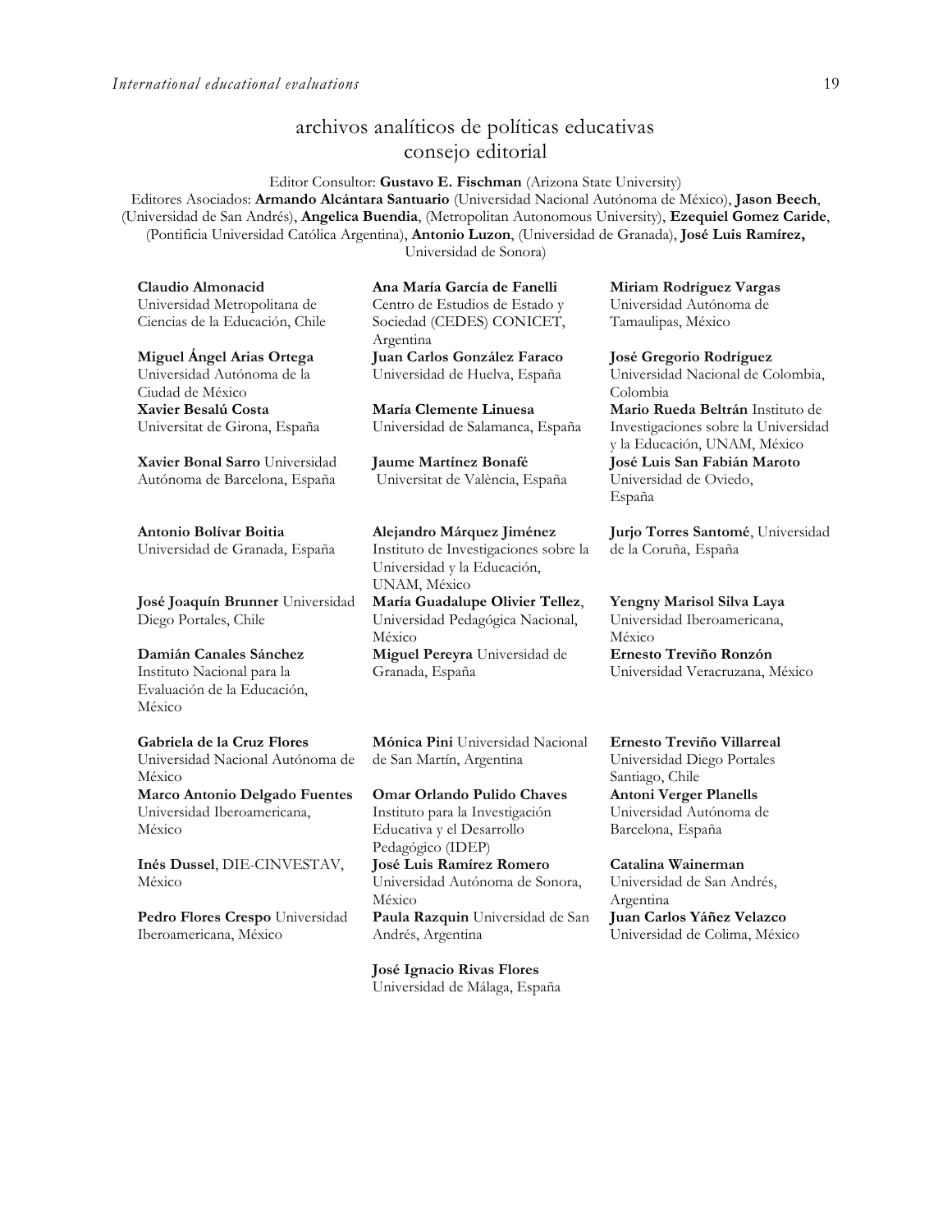## archivos analíticos de políticas educativas
## consejo editorial

Editor Consultor: **Gustavo E. Fischman** (Arizona State University)
Editores Asociados: **Armando Alcántara Santuario** (Universidad Nacional Autónoma de México), **Jason Beech**, (Universidad de San Andrés), **Angelica Buendia**, (Metropolitan Autonomous University), **Ezequiel Gomez Caride**, (Pontificia Universidad Católica Argentina), **Antonio Luzon**, (Universidad de Granada), **José Luis Ramírez,** Universidad de Sonora)

**Claudio Almonacid**
Universidad Metropolitana de Ciencias de la Educación, Chile

**Miguel Ángel Arias Ortega**
Universidad Autónoma de la Ciudad de México

**Xavier Besalú Costa**
Universitat de Girona, España

**Xavier Bonal Sarro** Universidad Autónoma de Barcelona, España

**Antonio Bolívar Boitia**
Universidad de Granada, España

**José Joaquín Brunner** Universidad Diego Portales, Chile

**Damián Canales Sánchez**
Instituto Nacional para la Evaluación de la Educación, México

**Gabriela de la Cruz Flores**
Universidad Nacional Autónoma de México

**Marco Antonio Delgado Fuentes**
Universidad Iberoamericana, México

**Inés Dussel**, DIE-CINVESTAV, México

**Pedro Flores Crespo** Universidad Iberoamericana, México

**Ana María García de Fanelli**
Centro de Estudios de Estado y Sociedad (CEDES) CONICET, Argentina

**Juan Carlos González Faraco**
Universidad de Huelva, España

**María Clemente Linuesa**
Universidad de Salamanca, España

**Jaume Martínez Bonafé**
Universitat de València, España

**Alejandro Márquez Jiménez**
Instituto de Investigaciones sobre la Universidad y la Educación, UNAM, México

**María Guadalupe Olivier Tellez**, Universidad Pedagógica Nacional, México

**Miguel Pereyra** Universidad de Granada, España

**Mónica Pini** Universidad Nacional de San Martín, Argentina

**Omar Orlando Pulido Chaves**
Instituto para la Investigación Educativa y el Desarrollo Pedagógico (IDEP)

**José Luis Ramírez Romero**
Universidad Autónoma de Sonora, México

**Paula Razquin** Universidad de San Andrés, Argentina

**José Ignacio Rivas Flores**
Universidad de Málaga, España

**Miriam Rodríguez Vargas**
Universidad Autónoma de Tamaulipas, México

**José Gregorio Rodríguez**
Universidad Nacional de Colombia, Colombia

**Mario Rueda Beltrán** Instituto de Investigaciones sobre la Universidad y la Educación, UNAM, México

**José Luis San Fabián Maroto**
Universidad de Oviedo, España

**Jurjo Torres Santomé**, Universidad de la Coruña, España

**Yengny Marisol Silva Laya**
Universidad Iberoamericana, México

**Ernesto Treviño Ronzón**
Universidad Veracruzana, México

**Ernesto Treviño Villarreal**
Universidad Diego Portales Santiago, Chile

**Antoni Verger Planells**
Universidad Autónoma de Barcelona, España

**Catalina Wainerman**
Universidad de San Andrés, Argentina

**Juan Carlos Yáñez Velazco**
Universidad de Colima, México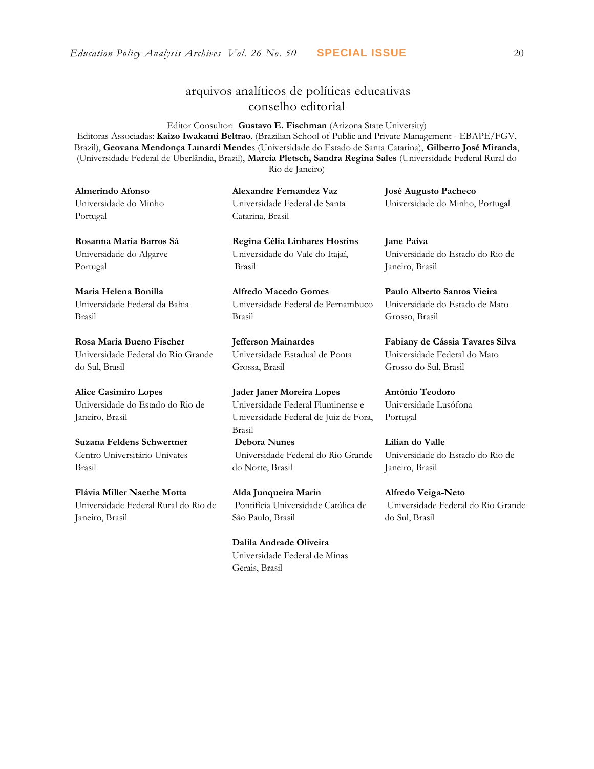# arquivos analíticos de políticas educativas
## conselho editorial

Editor Consultor: **Gustavo E. Fischman** (Arizona State University)
Editoras Associadas: **Kaizo Iwakami Beltrao**, (Brazilian School of Public and Private Management - EBAPE/FGV, Brazil), **Geovana Mendonça Lunardi Mende**s (Universidade do Estado de Santa Catarina), **Gilberto José Miranda**, (Universidade Federal de Uberlândia, Brazil), **Marcia Pletsch, Sandra Regina Sales** (Universidade Federal Rural do Rio de Janeiro)

**Almerindo Afonso**
Universidade do Minho
Portugal

**Rosanna Maria Barros Sá**
Universidade do Algarve
Portugal

**Maria Helena Bonilla**
Universidade Federal da Bahia
Brasil

**Rosa Maria Bueno Fischer**
Universidade Federal do Rio Grande do Sul, Brasil

**Alice Casimiro Lopes**
Universidade do Estado do Rio de Janeiro, Brasil

**Suzana Feldens Schwertner**
Centro Universitário Univates
Brasil

**Flávia Miller Naethe Motta**
Universidade Federal Rural do Rio de Janeiro, Brasil

**Alexandre Fernandez Vaz**
Universidade Federal de Santa Catarina, Brasil

**Regina Célia Linhares Hostins**
Universidade do Vale do Itajaí, Brasil

**Alfredo Macedo Gomes**
Universidade Federal de Pernambuco
Brasil

**Jefferson Mainardes**
Universidade Estadual de Ponta Grossa, Brasil

**Jader Janer Moreira Lopes**
Universidade Federal Fluminense e Universidade Federal de Juiz de Fora, Brasil

**Debora Nunes**
Universidade Federal do Rio Grande do Norte, Brasil

**Alda Junqueira Marin**
Pontifícia Universidade Católica de São Paulo, Brasil

**Dalila Andrade Oliveira**
Universidade Federal de Minas Gerais, Brasil

**José Augusto Pacheco**
Universidade do Minho, Portugal

**Jane Paiva**
Universidade do Estado do Rio de Janeiro, Brasil

**Paulo Alberto Santos Vieira**
Universidade do Estado de Mato Grosso, Brasil

**Fabiany de Cássia Tavares Silva**
Universidade Federal do Mato Grosso do Sul, Brasil

**António Teodoro**
Universidade Lusófona
Portugal

**Lílian do Valle**
Universidade do Estado do Rio de Janeiro, Brasil

**Alfredo Veiga-Neto**
Universidade Federal do Rio Grande do Sul, Brasil